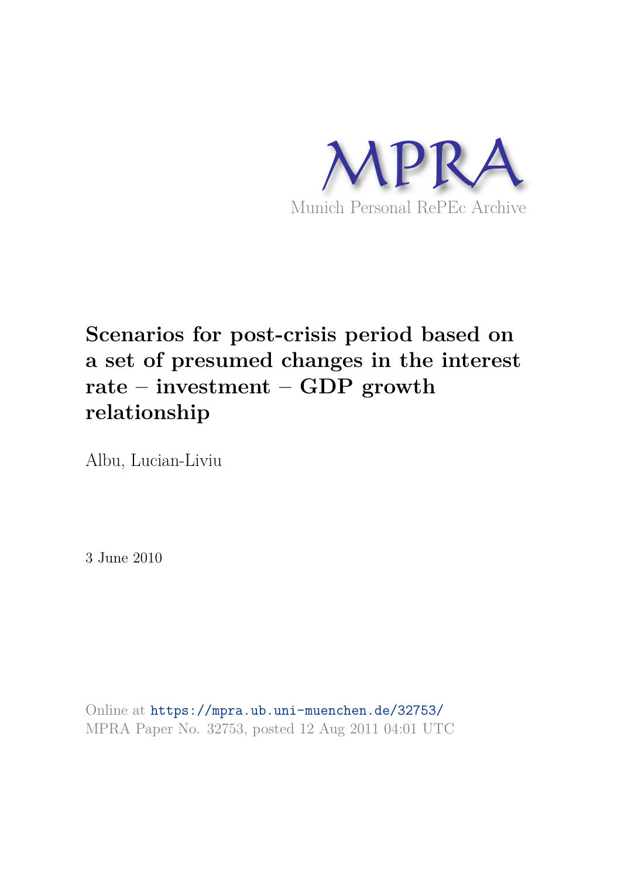MPRA

Munich Personal RePEc Archive

# Scenarios for post-crisis period based on a set of presumed changes in the interest rate – investment – GDP growth relationship

Albu, Lucian-Liviu

3 June 2010

Online at https://mpra.ub.uni-muenchen.de/32753/
MPRA Paper No. 32753, posted 12 Aug 2011 04:01 UTC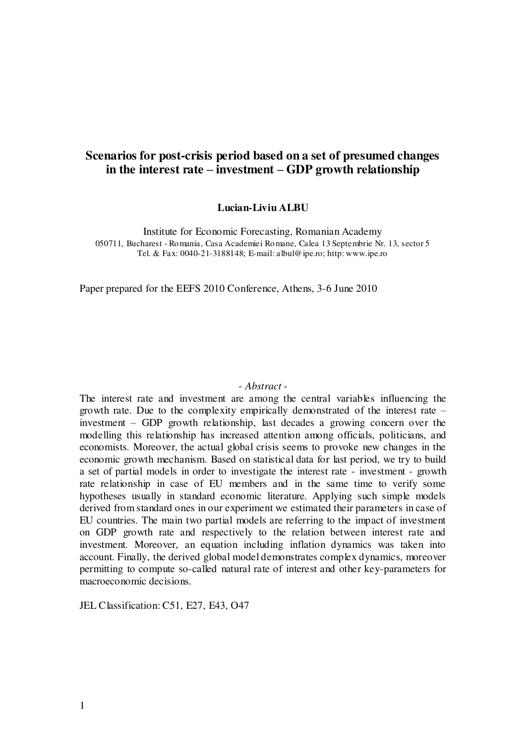# Scenarios for post-crisis period based on a set of presumed changes in the interest rate – investment – GDP growth relationship

**Lucian-Liviu ALBU**

Institute for Economic Forecasting, Romanian Academy
050711, Bucharest - Romania, Casa Academiei Romane, Calea 13 Septembrie Nr. 13, sector 5
Tel. & Fax: 0040-21-3188148; E-mail: albul@ipe.ro; http: www.ipe.ro

Paper prepared for the EEFS 2010 Conference, Athens, 3-6 June 2010

*- Abstract -*

The interest rate and investment are among the central variables influencing the growth rate. Due to the complexity empirically demonstrated of the interest rate – investment – GDP growth relationship, last decades a growing concern over the modelling this relationship has increased attention among officials, politicians, and economists. Moreover, the actual global crisis seems to provoke new changes in the economic growth mechanism. Based on statistical data for last period, we try to build a set of partial models in order to investigate the interest rate - investment - growth rate relationship in case of EU members and in the same time to verify some hypotheses usually in standard economic literature. Applying such simple models derived from standard ones in our experiment we estimated their parameters in case of EU countries. The main two partial models are referring to the impact of investment on GDP growth rate and respectively to the relation between interest rate and investment. Moreover, an equation including inflation dynamics was taken into account. Finally, the derived global model demonstrates complex dynamics, moreover permitting to compute so-called natural rate of interest and other key-parameters for macroeconomic decisions.

JEL Classification: C51, E27, E43, O47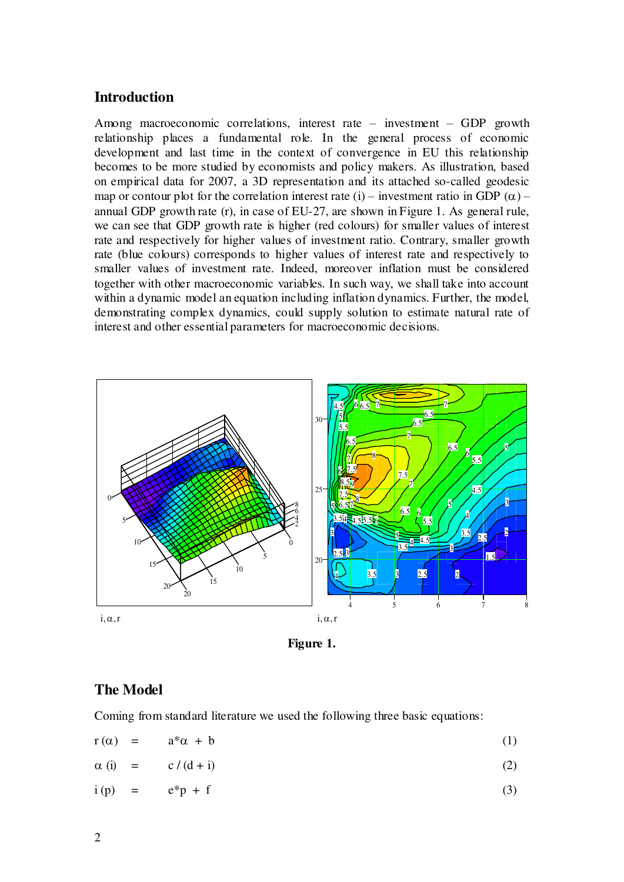## Introduction

Among macroeconomic correlations, interest rate – investment – GDP growth relationship places a fundamental role. In the general process of economic development and last time in the context of convergence in EU this relationship becomes to be more studied by economists and policy makers. As illustration, based on empirical data for 2007, a 3D representation and its attached so-called geodesic map or contour plot for the correlation interest rate (i) – investment ratio in GDP ($\alpha$) – annual GDP growth rate (r), in case of EU-27, are shown in Figure 1. As general rule, we can see that GDP growth rate is higher (red colours) for smaller values of interest rate and respectively for higher values of investment ratio. Contrary, smaller growth rate (blue colours) corresponds to higher values of interest rate and respectively to smaller values of investment rate. Indeed, moreover inflation must be considered together with other macroeconomic variables. In such way, we shall take into account within a dynamic model an equation including inflation dynamics. Further, the model, demonstrating complex dynamics, could supply solution to estimate natural rate of interest and other essential parameters for macroeconomic decisions.

i, $\alpha$, r &nbsp;&nbsp;&nbsp;&nbsp;&nbsp;&nbsp;&nbsp;&nbsp; i, $\alpha$, r

**Figure 1.**

## The Model

Coming from standard literature we used the following three basic equations:

$$r(\alpha) = a*\alpha + b \tag{1}$$

$$\alpha(i) = c / (d + i) \tag{2}$$

$$i(p) = e*p + f \tag{3}$$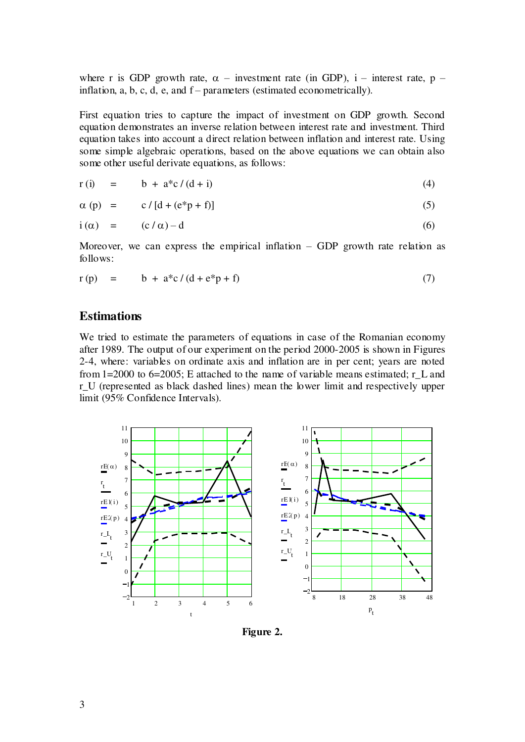where r is GDP growth rate, $\alpha$ – investment rate (in GDP), i – interest rate, p – inflation, a, b, c, d, e, and f – parameters (estimated econometrically).

First equation tries to capture the impact of investment on GDP growth. Second equation demonstrates an inverse relation between interest rate and investment. Third equation takes into account a direct relation between inflation and interest rate. Using some simple algebraic operations, based on the above equations we can obtain also some other useful derivate equations, as follows:

$$r(i) = b + a*c / (d + i) \tag{4}$$

$$\alpha(p) = c / [d + (e*p + f)] \tag{5}$$

$$i(\alpha) = (c / \alpha) - d \tag{6}$$

Moreover, we can express the empirical inflation – GDP growth rate relation as follows:

$$r(p) = b + a*c / (d + e*p + f) \tag{7}$$

## Estimations

We tried to estimate the parameters of equations in case of the Romanian economy after 1989. The output of our experiment on the period 2000-2005 is shown in Figures 2-4, where: variables on ordinate axis and inflation are in per cent; years are noted from 1=2000 to 6=2005; E attached to the name of variable means estimated; r_L and r_U (represented as black dashed lines) mean the lower limit and respectively upper limit (95% Confidence Intervals).

**Figure 2.**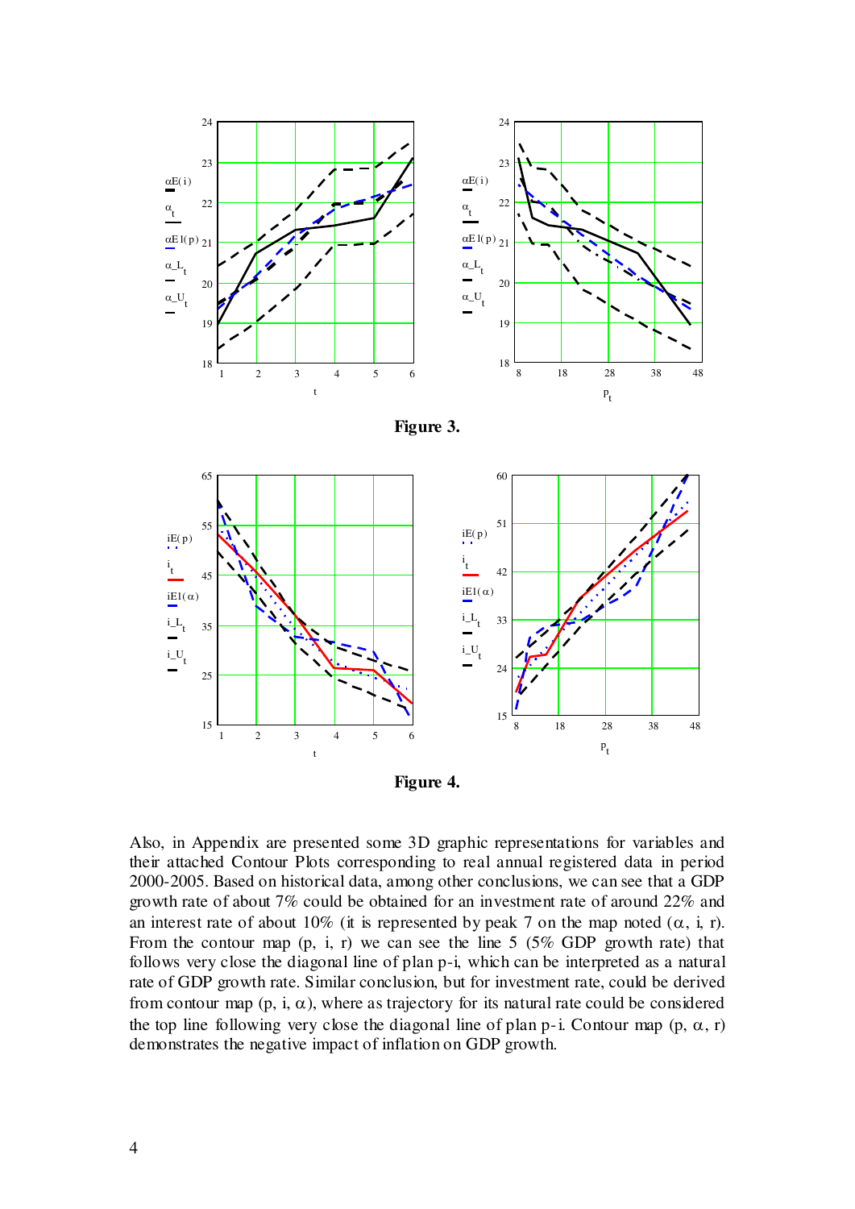**Figure 3.**

**Figure 4.**

Also, in Appendix are presented some 3D graphic representations for variables and their attached Contour Plots corresponding to real annual registered data in period 2000-2005. Based on historical data, among other conclusions, we can see that a GDP growth rate of about 7% could be obtained for an investment rate of around 22% and an interest rate of about 10% (it is represented by peak 7 on the map noted ($\alpha$, i, r). From the contour map (p, i, r) we can see the line 5 (5% GDP growth rate) that follows very close the diagonal line of plan p-i, which can be interpreted as a natural rate of GDP growth rate. Similar conclusion, but for investment rate, could be derived from contour map (p, i, $\alpha$), where as trajectory for its natural rate could be considered the top line following very close the diagonal line of plan p-i. Contour map (p, $\alpha$, r) demonstrates the negative impact of inflation on GDP growth.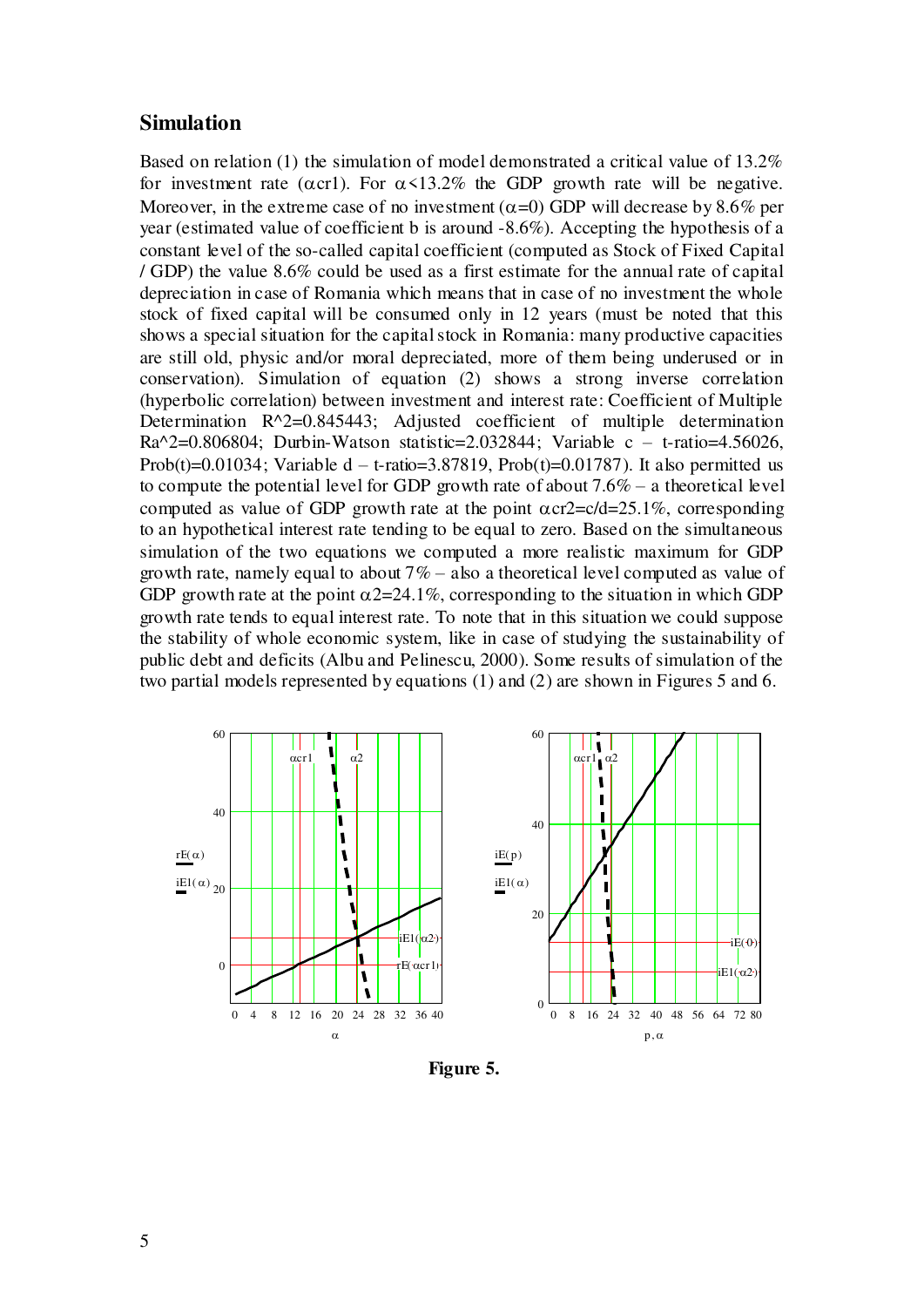## Simulation

Based on relation (1) the simulation of model demonstrated a critical value of 13.2% for investment rate ($\alpha$cr1). For $\alpha<13.2\%$ the GDP growth rate will be negative. Moreover, in the extreme case of no investment ($\alpha=0$) GDP will decrease by 8.6% per year (estimated value of coefficient b is around -8.6%). Accepting the hypothesis of a constant level of the so-called capital coefficient (computed as Stock of Fixed Capital / GDP) the value 8.6% could be used as a first estimate for the annual rate of capital depreciation in case of Romania which means that in case of no investment the whole stock of fixed capital will be consumed only in 12 years (must be noted that this shows a special situation for the capital stock in Romania: many productive capacities are still old, physic and/or moral depreciated, more of them being underused or in conservation). Simulation of equation (2) shows a strong inverse correlation (hyperbolic correlation) between investment and interest rate: Coefficient of Multiple Determination R^2=0.845443; Adjusted coefficient of multiple determination Ra^2=0.806804; Durbin-Watson statistic=2.032844; Variable c – t-ratio=4.56026, Prob(t)=0.01034; Variable d – t-ratio=3.87819, Prob(t)=0.01787). It also permitted us to compute the potential level for GDP growth rate of about 7.6% – a theoretical level computed as value of GDP growth rate at the point $\alpha$cr2=c/d=25.1%, corresponding to an hypothetical interest rate tending to be equal to zero. Based on the simultaneous simulation of the two equations we computed a more realistic maximum for GDP growth rate, namely equal to about 7% – also a theoretical level computed as value of GDP growth rate at the point $\alpha$2=24.1%, corresponding to the situation in which GDP growth rate tends to equal interest rate. To note that in this situation we could suppose the stability of whole economic system, like in case of studying the sustainability of public debt and deficits (Albu and Pelinescu, 2000). Some results of simulation of the two partial models represented by equations (1) and (2) are shown in Figures 5 and 6.

**Figure 5.**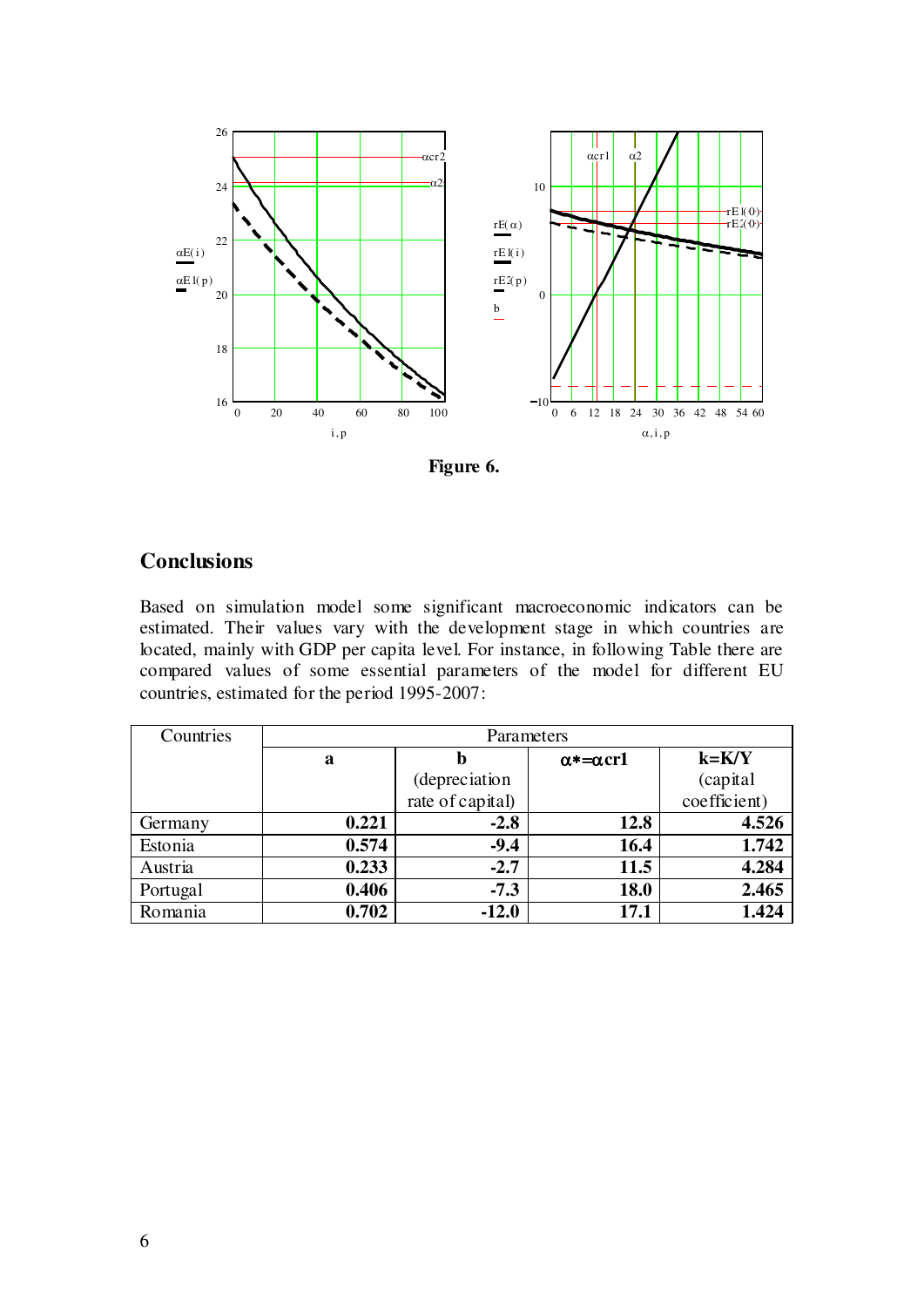**Figure 6.**

## Conclusions

Based on simulation model some significant macroeconomic indicators can be estimated. Their values vary with the development stage in which countries are located, mainly with GDP per capita level. For instance, in following Table there are compared values of some essential parameters of the model for different EU countries, estimated for the period 1995-2007:

| Countries | Parameters | | | |
|---|---|---|---|---|
| | **a** | **b** (depreciation rate of capital) | **$\alpha$\*=$\alpha$cr1** | **k=K/Y** (capital coefficient) |
| Germany | **0.221** | **-2.8** | **12.8** | **4.526** |
| Estonia | **0.574** | **-9.4** | **16.4** | **1.742** |
| Austria | **0.233** | **-2.7** | **11.5** | **4.284** |
| Portugal | **0.406** | **-7.3** | **18.0** | **2.465** |
| Romania | **0.702** | **-12.0** | **17.1** | **1.424** |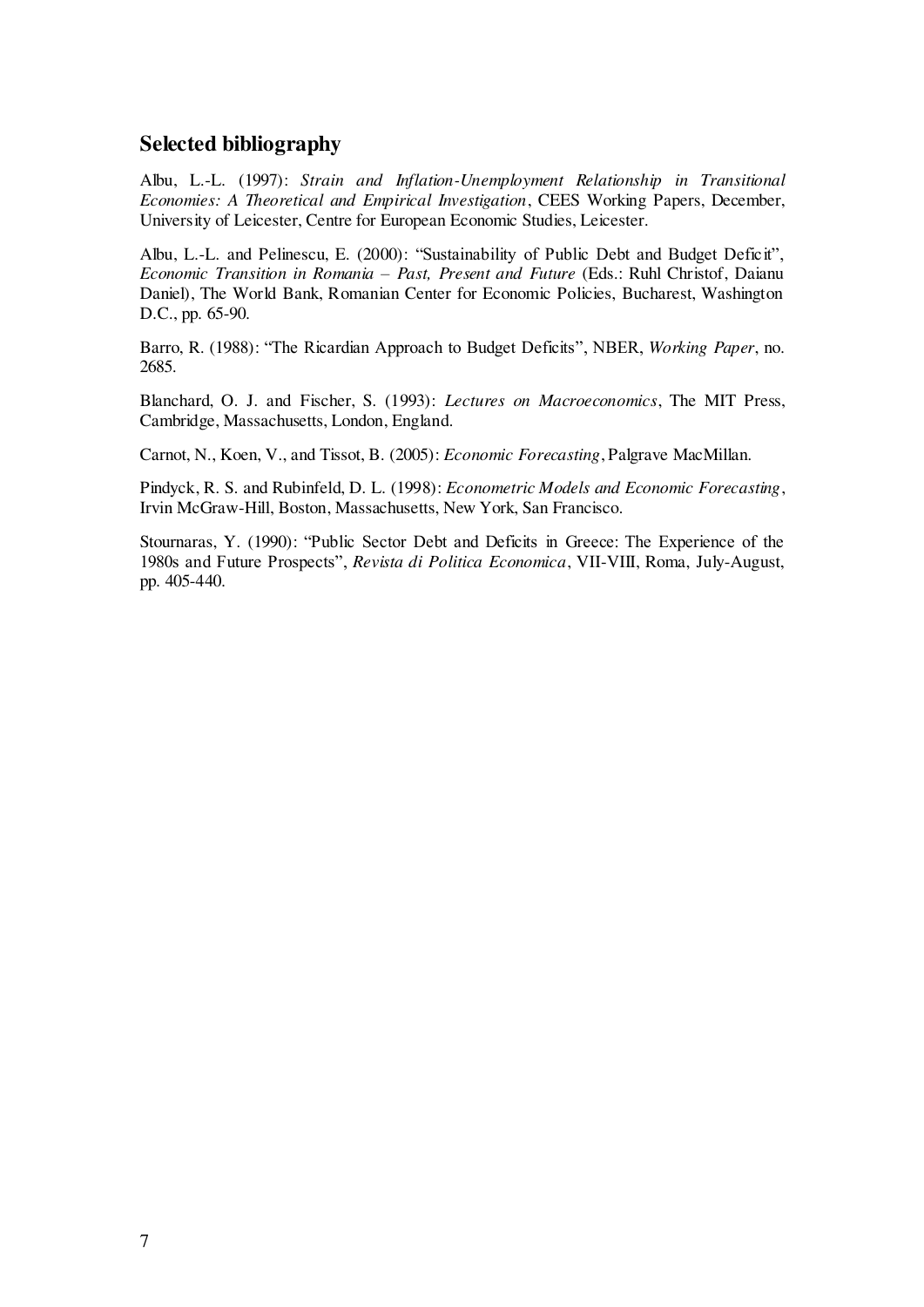## Selected bibliography

Albu, L.-L. (1997): *Strain and Inflation-Unemployment Relationship in Transitional Economies: A Theoretical and Empirical Investigation*, CEES Working Papers, December, University of Leicester, Centre for European Economic Studies, Leicester.

Albu, L.-L. and Pelinescu, E. (2000): "Sustainability of Public Debt and Budget Deficit", *Economic Transition in Romania – Past, Present and Future* (Eds.: Ruhl Christof, Daianu Daniel), The World Bank, Romanian Center for Economic Policies, Bucharest, Washington D.C., pp. 65-90.

Barro, R. (1988): "The Ricardian Approach to Budget Deficits", NBER, *Working Paper*, no. 2685.

Blanchard, O. J. and Fischer, S. (1993): *Lectures on Macroeconomics*, The MIT Press, Cambridge, Massachusetts, London, England.

Carnot, N., Koen, V., and Tissot, B. (2005): *Economic Forecasting*, Palgrave MacMillan.

Pindyck, R. S. and Rubinfeld, D. L. (1998): *Econometric Models and Economic Forecasting*, Irvin McGraw-Hill, Boston, Massachusetts, New York, San Francisco.

Stournaras, Y. (1990): "Public Sector Debt and Deficits in Greece: The Experience of the 1980s and Future Prospects", *Revista di Politica Economica*, VII-VIII, Roma, July-August, pp. 405-440.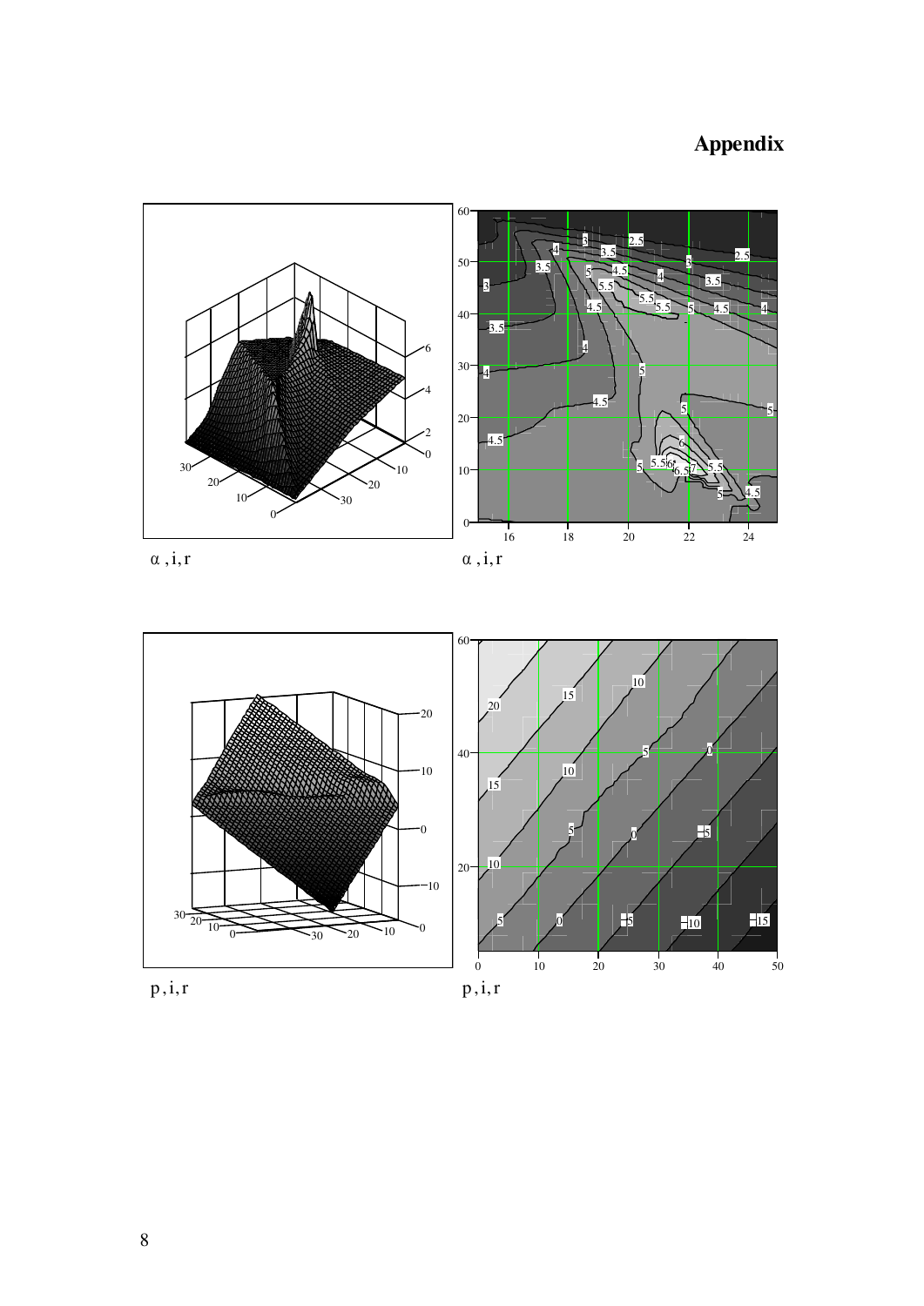# Appendix

$\alpha, i, r$ $\alpha, i, r$

$p, i, r$ $p, i, r$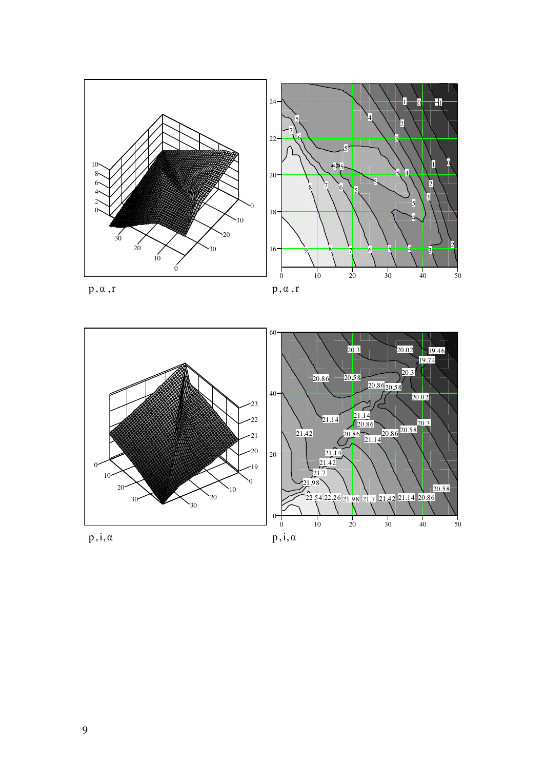10
8
6
4
2
0

30
20
10
0

0
10
20
30

$p, \alpha, r$

24
22
20
18
16

0 10 20 30 40 50

1 0 -1
5
4
2
7
6
3
5
5 5
5 4
1 0
5
2
8 7 6
5
3
5
4
9 8 7 6 5 4 3 2

$p, \alpha, r$

23
22
21
20
19

0
10
20
30

0
10
20
30

$p, i, \alpha$

60
40
20
0

0 10 20 30 40 50

20.3
20.02
19.46
19.74
20.3
20.86
20.58
20.86
20.58
20.02
21.14
21.14
20.86
20.3
21.42
20.86
20.86
20.58
21.14
21.14
21.42
21.7
21.98
20.58
22.54 22.26 21.98 21.7 21.42 21.14 20.86

$p, i, \alpha$